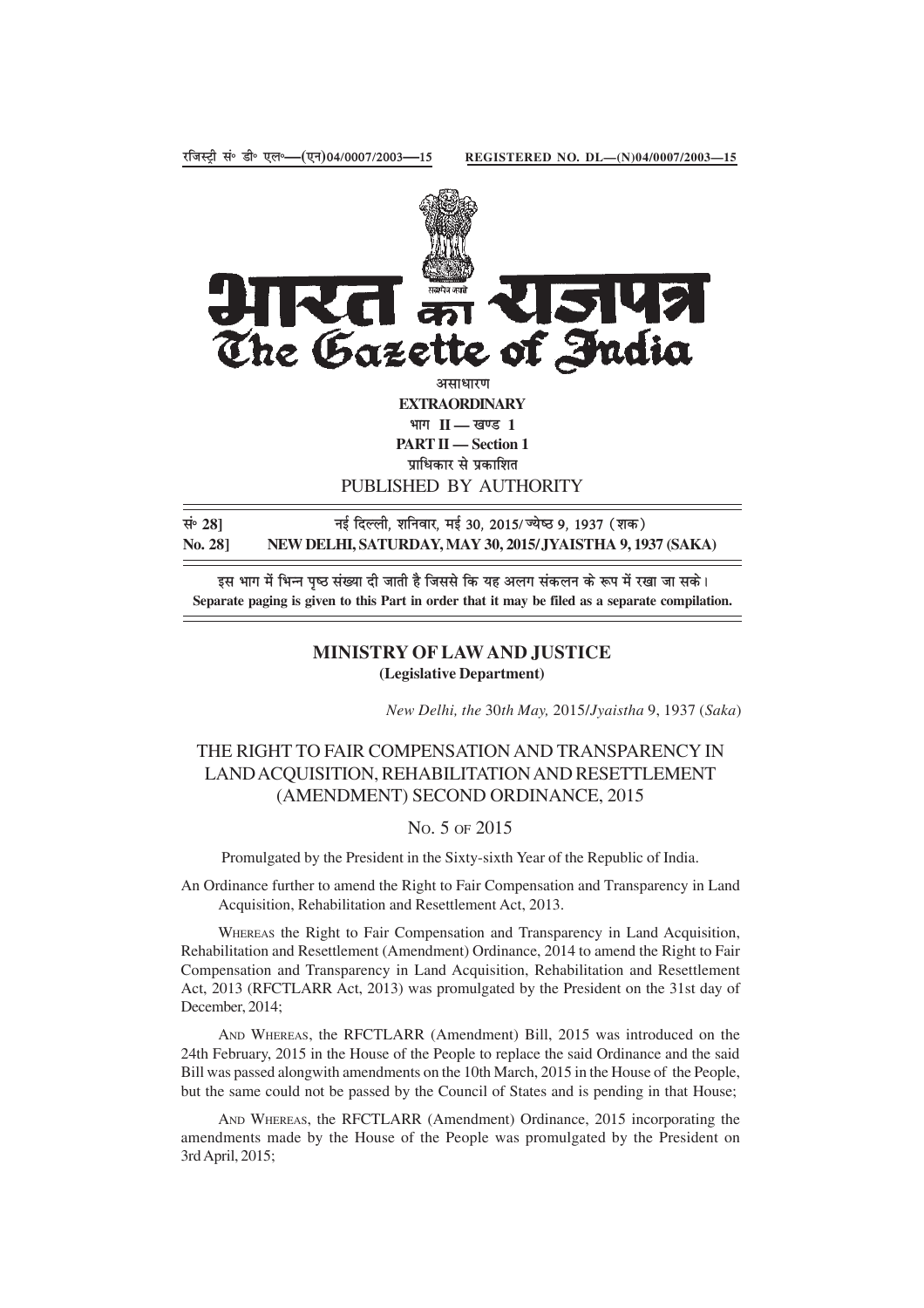रजिस्ट्री सं॰ डी॰ एल॰—(एन)04/0007/2003—15 REGISTERED NO. DL—(N)04/0007/2003—15

# भारत का राजपत्र
# The Gazette of India

असाधारण

**EXTRAORDINARY**

भाग II — खण्ड 1

**PART II — Section 1**

प्राधिकार से प्रकाशित

PUBLISHED BY AUTHORITY

| सं॰ 28] | नई दिल्ली, शनिवार, मई 30, 2015/ ज्येष्ठ 9, 1937 (शक) |
|---|---|
| **No. 28]** | **NEW DELHI, SATURDAY, MAY 30, 2015/ JYAISTHA 9, 1937 (SAKA)** |

इस भाग में भिन्न पृष्ठ संख्या दी जाती है जिससे कि यह अलग संकलन के रूप में रखा जा सके।

**Separate paging is given to this Part in order that it may be filed as a separate compilation.**

## MINISTRY OF LAW AND JUSTICE
**(Legislative Department)**

*New Delhi, the* 30*th May,* 2015/*Jyaistha* 9, 1937 (*Saka*)

## THE RIGHT TO FAIR COMPENSATION AND TRANSPARENCY IN LAND ACQUISITION, REHABILITATION AND RESETTLEMENT (AMENDMENT) SECOND ORDINANCE, 2015

No. 5 of 2015

Promulgated by the President in the Sixty-sixth Year of the Republic of India.

An Ordinance further to amend the Right to Fair Compensation and Transparency in Land Acquisition, Rehabilitation and Resettlement Act, 2013.

Whereas the Right to Fair Compensation and Transparency in Land Acquisition, Rehabilitation and Resettlement (Amendment) Ordinance, 2014 to amend the Right to Fair Compensation and Transparency in Land Acquisition, Rehabilitation and Resettlement Act, 2013 (RFCTLARR Act, 2013) was promulgated by the President on the 31st day of December, 2014;

And Whereas, the RFCTLARR (Amendment) Bill, 2015 was introduced on the 24th February, 2015 in the House of the People to replace the said Ordinance and the said Bill was passed alongwith amendments on the 10th March, 2015 in the House of the People, but the same could not be passed by the Council of States and is pending in that House;

And Whereas, the RFCTLARR (Amendment) Ordinance, 2015 incorporating the amendments made by the House of the People was promulgated by the President on 3rd April, 2015;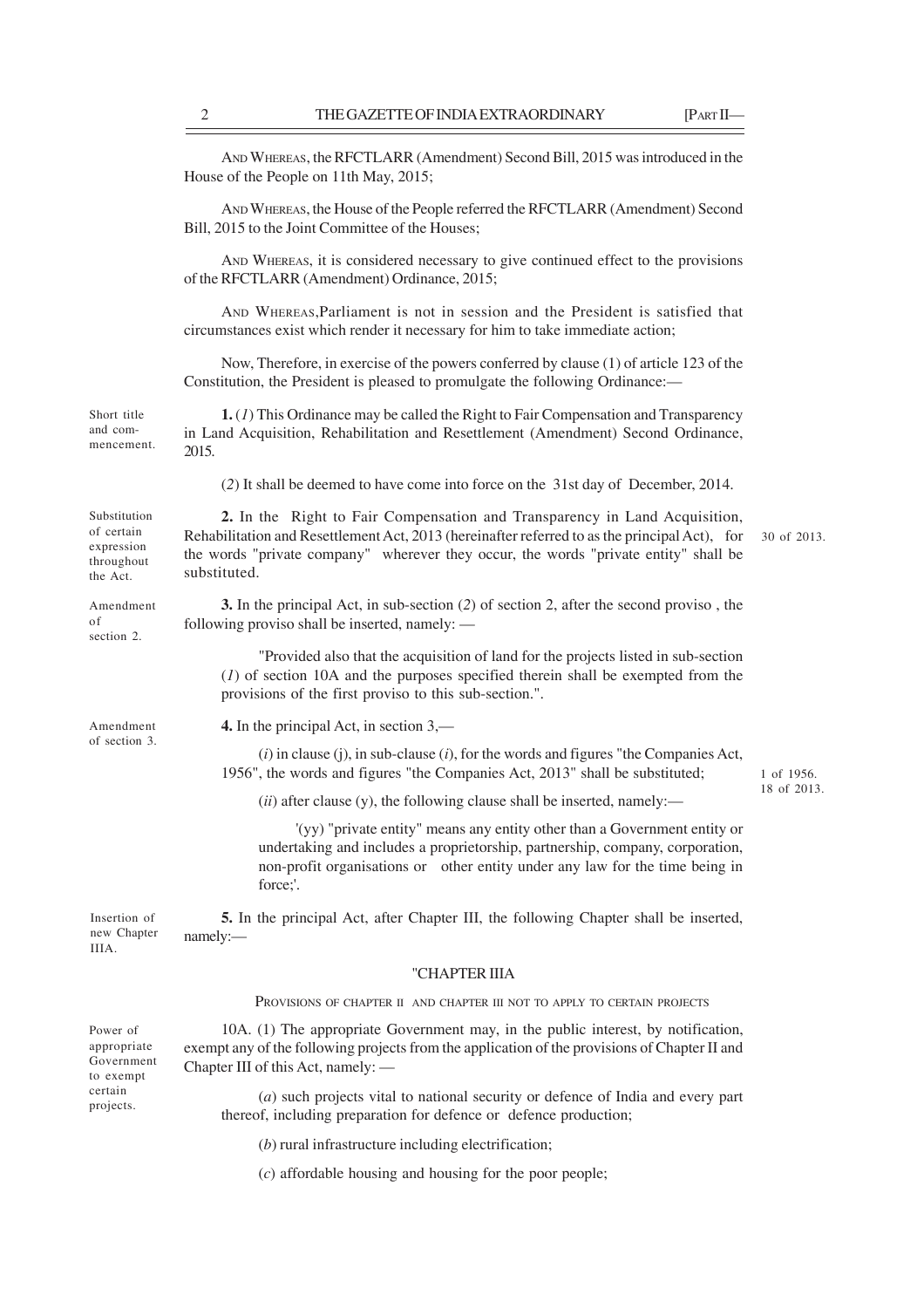AND WHEREAS, the RFCTLARR (Amendment) Second Bill, 2015 was introduced in the House of the People on 11th May, 2015;

AND WHEREAS, the House of the People referred the RFCTLARR (Amendment) Second Bill, 2015 to the Joint Committee of the Houses;

AND WHEREAS, it is considered necessary to give continued effect to the provisions of the RFCTLARR (Amendment) Ordinance, 2015;

AND WHEREAS, Parliament is not in session and the President is satisfied that circumstances exist which render it necessary for him to take immediate action;

Now, Therefore, in exercise of the powers conferred by clause (1) of article 123 of the Constitution, the President is pleased to promulgate the following Ordinance:—

Short title and commencement.

**1.** (*1*) This Ordinance may be called the Right to Fair Compensation and Transparency in Land Acquisition, Rehabilitation and Resettlement (Amendment) Second Ordinance, 2015.

(*2*) It shall be deemed to have come into force on the 31st day of December, 2014.

Substitution of certain expression throughout the Act.

**2.** In the Right to Fair Compensation and Transparency in Land Acquisition, Rehabilitation and Resettlement Act, 2013 (hereinafter referred to as the principal Act), for the words "private company" wherever they occur, the words "private entity" shall be substituted.

30 of 2013.

Amendment of section 2.

**3.** In the principal Act, in sub-section (*2*) of section 2, after the second proviso , the following proviso shall be inserted, namely: —

"Provided also that the acquisition of land for the projects listed in sub-section (*1*) of section 10A and the purposes specified therein shall be exempted from the provisions of the first proviso to this sub-section.".

Amendment of section 3.

**4.** In the principal Act, in section 3,—

(*i*) in clause (j), in sub-clause (*i*), for the words and figures "the Companies Act, 1956", the words and figures "the Companies Act, 2013" shall be substituted;

1 of 1956.
18 of 2013.

(*ii*) after clause (y), the following clause shall be inserted, namely:—

'(yy) "private entity" means any entity other than a Government entity or undertaking and includes a proprietorship, partnership, company, corporation, non-profit organisations or other entity under any law for the time being in force;'.

Insertion of new Chapter IIIA.

**5.** In the principal Act, after Chapter III, the following Chapter shall be inserted, namely:—

"CHAPTER IIIA

PROVISIONS OF CHAPTER II AND CHAPTER III NOT TO APPLY TO CERTAIN PROJECTS

Power of appropriate Government to exempt certain projects.

10A. (1) The appropriate Government may, in the public interest, by notification, exempt any of the following projects from the application of the provisions of Chapter II and Chapter III of this Act, namely: —

(*a*) such projects vital to national security or defence of India and every part thereof, including preparation for defence or defence production;

(*b*) rural infrastructure including electrification;

(*c*) affordable housing and housing for the poor people;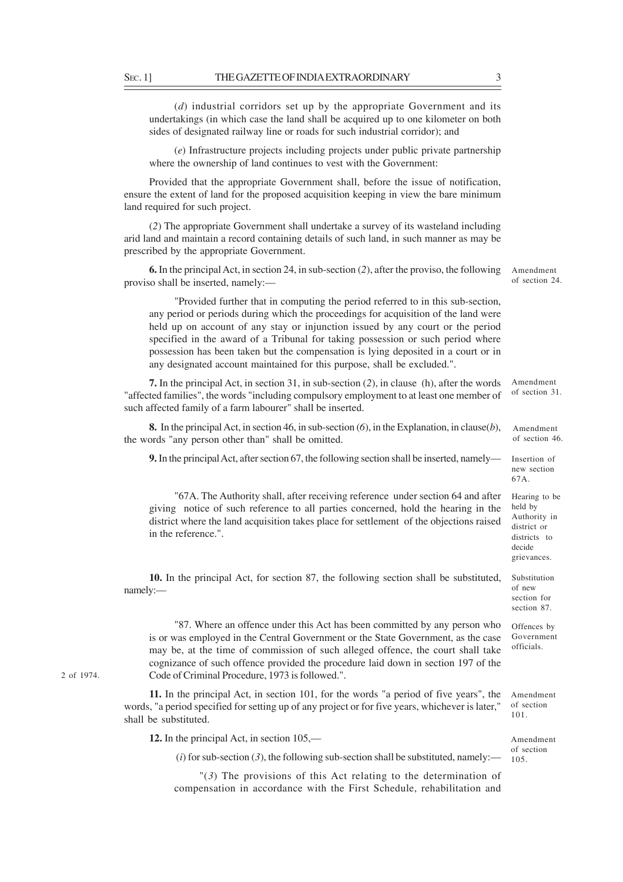(*d*) industrial corridors set up by the appropriate Government and its undertakings (in which case the land shall be acquired up to one kilometer on both sides of designated railway line or roads for such industrial corridor); and

(*e*) Infrastructure projects including projects under public private partnership where the ownership of land continues to vest with the Government:

Provided that the appropriate Government shall, before the issue of notification, ensure the extent of land for the proposed acquisition keeping in view the bare minimum land required for such project.

(*2*) The appropriate Government shall undertake a survey of its wasteland including arid land and maintain a record containing details of such land, in such manner as may be prescribed by the appropriate Government.

Amendment of section 24.

**6.** In the principal Act, in section 24, in sub-section (*2*), after the proviso, the following proviso shall be inserted, namely:—

"Provided further that in computing the period referred to in this sub-section, any period or periods during which the proceedings for acquisition of the land were held up on account of any stay or injunction issued by any court or the period specified in the award of a Tribunal for taking possession or such period where possession has been taken but the compensation is lying deposited in a court or in any designated account maintained for this purpose, shall be excluded.".

Amendment of section 31.

**7.** In the principal Act, in section 31, in sub-section (*2*), in clause (h), after the words "affected families", the words "including compulsory employment to at least one member of such affected family of a farm labourer" shall be inserted.

Amendment of section 46.

**8.** In the principal Act, in section 46, in sub-section (*6*), in the Explanation, in clause(*b*), the words "any person other than" shall be omitted.

Insertion of new section 67A.

**9.** In the principal Act, after section 67, the following section shall be inserted, namely—

Hearing to be held by Authority in district or districts to decide grievances.

"67A. The Authority shall, after receiving reference under section 64 and after giving notice of such reference to all parties concerned, hold the hearing in the district where the land acquisition takes place for settlement of the objections raised in the reference.".

Substitution of new section for section 87.

**10.** In the principal Act, for section 87, the following section shall be substituted, namely:—

Offences by Government officials.

"87. Where an offence under this Act has been committed by any person who is or was employed in the Central Government or the State Government, as the case may be, at the time of commission of such alleged offence, the court shall take cognizance of such offence provided the procedure laid down in section 197 of the Code of Criminal Procedure, 1973 is followed.".

2 of 1974.

Amendment of section 101.

**11.** In the principal Act, in section 101, for the words "a period of five years", the words, "a period specified for setting up of any project or for five years, whichever is later," shall be substituted.

Amendment of section 105.

**12.** In the principal Act, in section 105,—

(*i*) for sub-section (*3*), the following sub-section shall be substituted, namely:—

"(*3*) The provisions of this Act relating to the determination of compensation in accordance with the First Schedule, rehabilitation and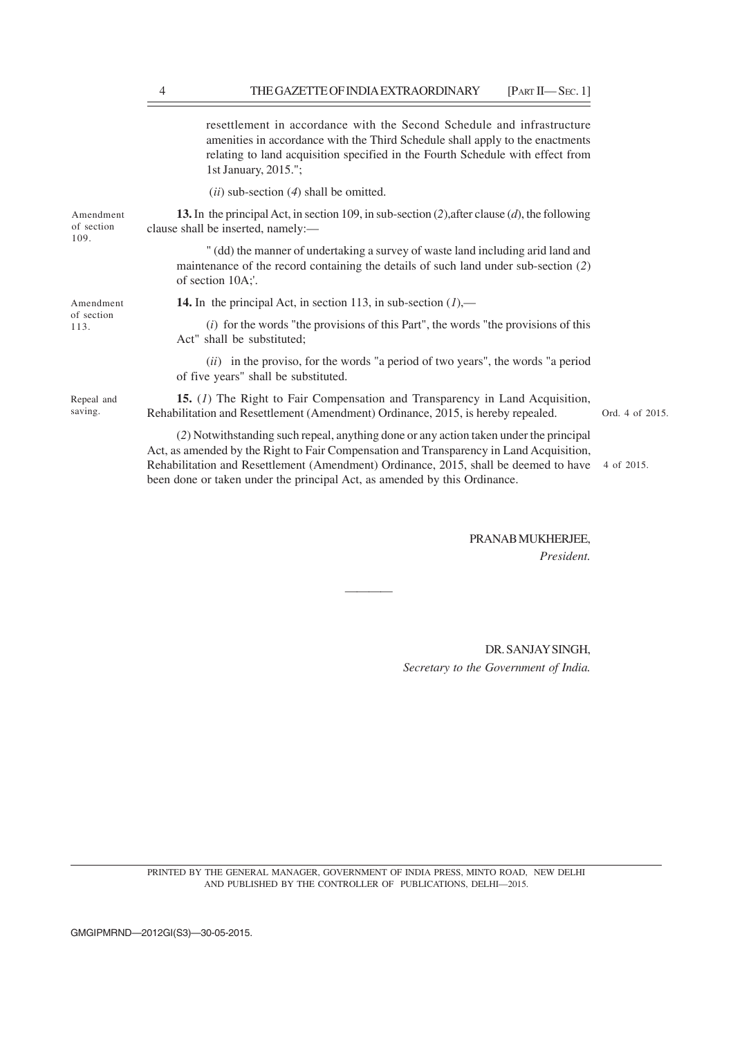resettlement in accordance with the Second Schedule and infrastructure amenities in accordance with the Third Schedule shall apply to the enactments relating to land acquisition specified in the Fourth Schedule with effect from 1st January, 2015.";

(*ii*) sub-section (*4*) shall be omitted.

Amendment of section 109.

**13.** In the principal Act, in section 109, in sub-section (*2*),after clause (*d*), the following clause shall be inserted, namely:—

" (dd) the manner of undertaking a survey of waste land including arid land and maintenance of the record containing the details of such land under sub-section (*2*) of section 10A;'.

Amendment of section 113.

**14.** In the principal Act, in section 113, in sub-section (*1*),—

(*i*) for the words "the provisions of this Part", the words "the provisions of this Act" shall be substituted;

(*ii*) in the proviso, for the words "a period of two years", the words "a period of five years" shall be substituted.

Repeal and saving.

**15.** (*1*) The Right to Fair Compensation and Transparency in Land Acquisition, Rehabilitation and Resettlement (Amendment) Ordinance, 2015, is hereby repealed. Ord. 4 of 2015.

(*2*) Notwithstanding such repeal, anything done or any action taken under the principal Act, as amended by the Right to Fair Compensation and Transparency in Land Acquisition, Rehabilitation and Resettlement (Amendment) Ordinance, 2015, shall be deemed to have been done or taken under the principal Act, as amended by this Ordinance. 4 of 2015.

PRANAB MUKHERJEE,
*President.*

---

DR. SANJAY SINGH,
*Secretary to the Government of India.*

PRINTED BY THE GENERAL MANAGER, GOVERNMENT OF INDIA PRESS, MINTO ROAD, NEW DELHI AND PUBLISHED BY THE CONTROLLER OF PUBLICATIONS, DELHI—2015.

GMGIPMRND—2012GI(S3)—30-05-2015.